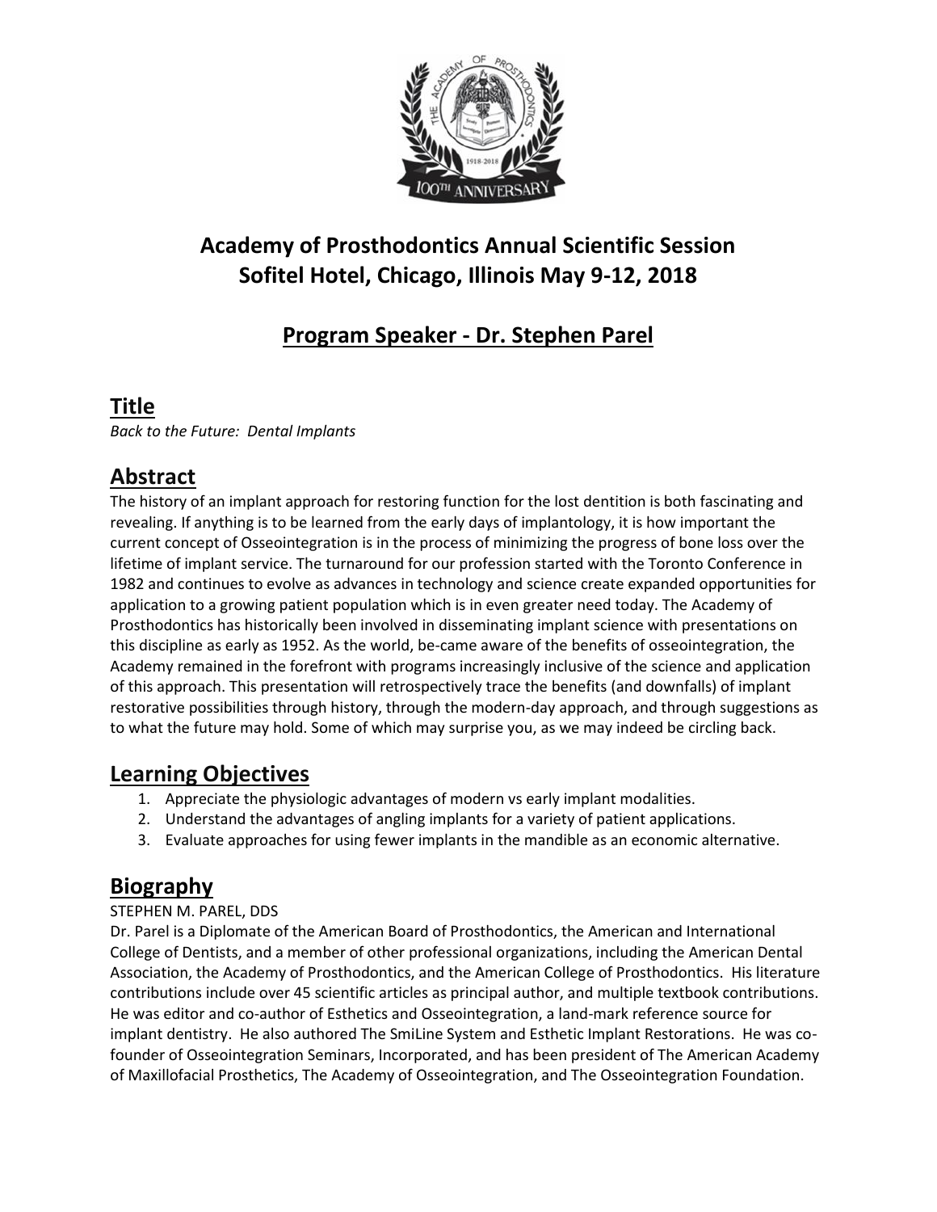# Academy of Prosthodontics Annual Scientific Session
# Sofitel Hotel, Chicago, Illinois May 9-12, 2018

## Program Speaker - Dr. Stephen Parel

## Title

*Back to the Future: Dental Implants*

## Abstract

The history of an implant approach for restoring function for the lost dentition is both fascinating and revealing. If anything is to be learned from the early days of implantology, it is how important the current concept of Osseointegration is in the process of minimizing the progress of bone loss over the lifetime of implant service. The turnaround for our profession started with the Toronto Conference in 1982 and continues to evolve as advances in technology and science create expanded opportunities for application to a growing patient population which is in even greater need today. The Academy of Prosthodontics has historically been involved in disseminating implant science with presentations on this discipline as early as 1952. As the world, be-came aware of the benefits of osseointegration, the Academy remained in the forefront with programs increasingly inclusive of the science and application of this approach. This presentation will retrospectively trace the benefits (and downfalls) of implant restorative possibilities through history, through the modern-day approach, and through suggestions as to what the future may hold. Some of which may surprise you, as we may indeed be circling back.

## Learning Objectives

1. Appreciate the physiologic advantages of modern vs early implant modalities.
2. Understand the advantages of angling implants for a variety of patient applications.
3. Evaluate approaches for using fewer implants in the mandible as an economic alternative.

## Biography

STEPHEN M. PAREL, DDS

Dr. Parel is a Diplomate of the American Board of Prosthodontics, the American and International College of Dentists, and a member of other professional organizations, including the American Dental Association, the Academy of Prosthodontics, and the American College of Prosthodontics. His literature contributions include over 45 scientific articles as principal author, and multiple textbook contributions. He was editor and co-author of Esthetics and Osseointegration, a land-mark reference source for implant dentistry. He also authored The SmiLine System and Esthetic Implant Restorations. He was co-founder of Osseointegration Seminars, Incorporated, and has been president of The American Academy of Maxillofacial Prosthetics, The Academy of Osseointegration, and The Osseointegration Foundation.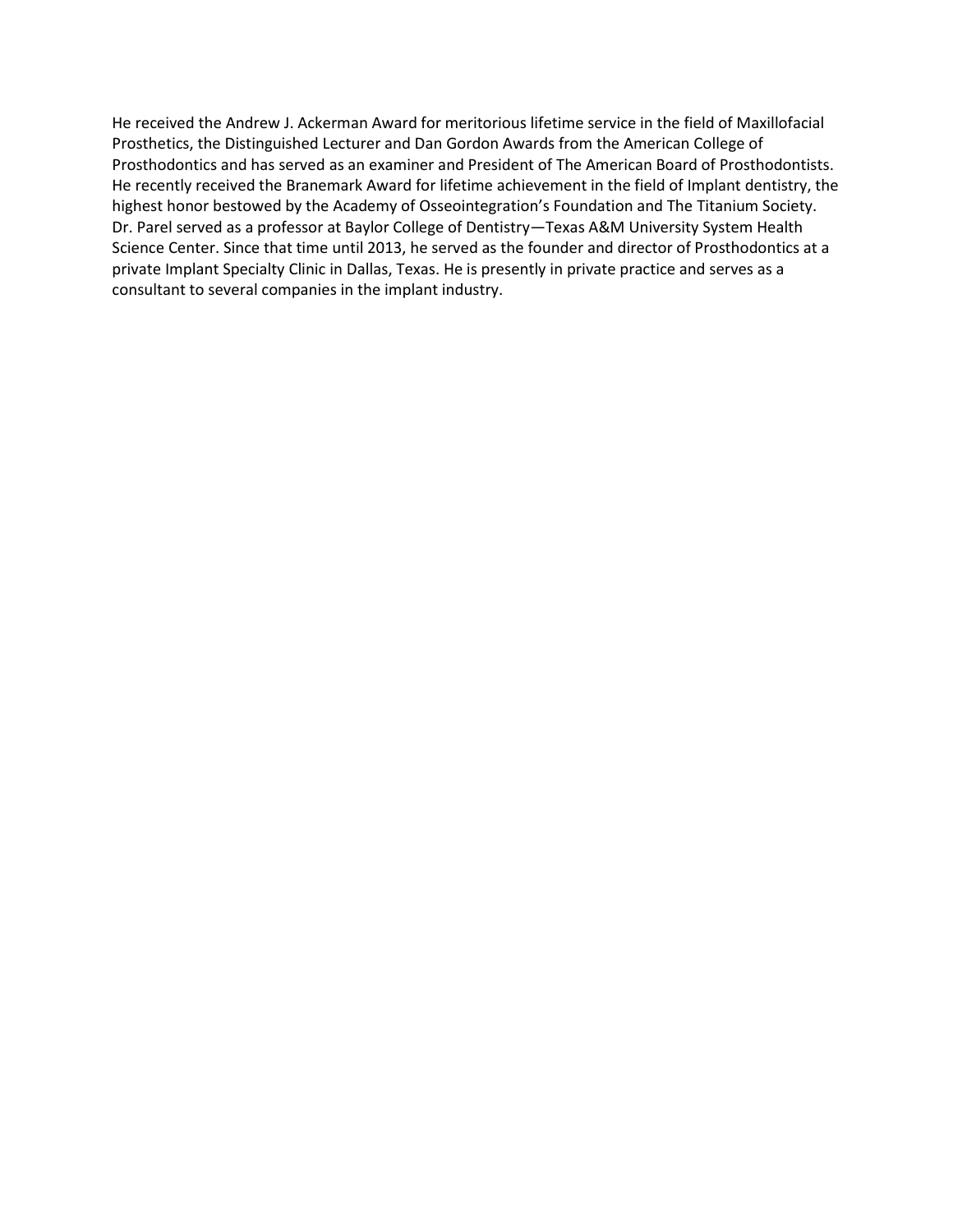He received the Andrew J. Ackerman Award for meritorious lifetime service in the field of Maxillofacial Prosthetics, the Distinguished Lecturer and Dan Gordon Awards from the American College of Prosthodontics and has served as an examiner and President of The American Board of Prosthodontists. He recently received the Branemark Award for lifetime achievement in the field of Implant dentistry, the highest honor bestowed by the Academy of Osseointegration's Foundation and The Titanium Society. Dr. Parel served as a professor at Baylor College of Dentistry—Texas A&M University System Health Science Center. Since that time until 2013, he served as the founder and director of Prosthodontics at a private Implant Specialty Clinic in Dallas, Texas. He is presently in private practice and serves as a consultant to several companies in the implant industry.